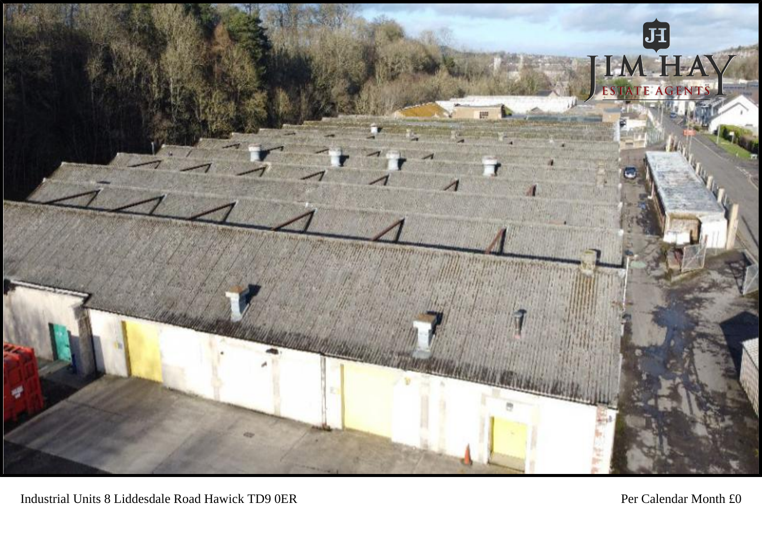Industrial Units 8 Liddesdale Road Hawick TD9 0ER

Per Calendar Month £0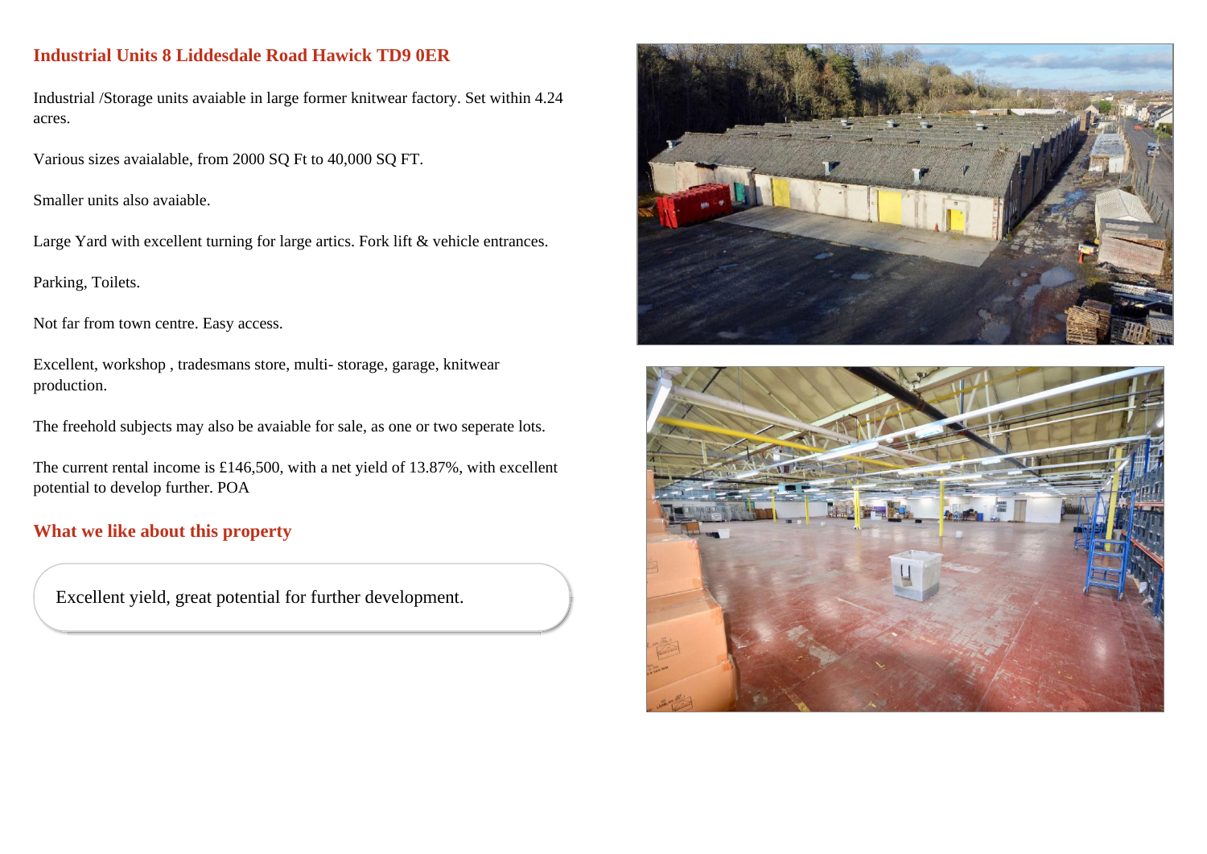## Industrial Units 8 Liddesdale Road Hawick TD9 0ER

Industrial /Storage units avaiable in large former knitwear factory. Set within 4.24 acres.

Various sizes avaialable, from 2000 SQ Ft to 40,000 SQ FT.

Smaller units also avaiable.

Large Yard with excellent turning for large artics. Fork lift & vehicle entrances.

Parking, Toilets.

Not far from town centre. Easy access.

Excellent, workshop , tradesmans store, multi- storage, garage, knitwear production.

The freehold subjects may also be avaiable for sale, as one or two seperate lots.

The current rental income is £146,500, with a net yield of 13.87%, with excellent potential to develop further. POA

## What we like about this property

Excellent yield, great potential for further development.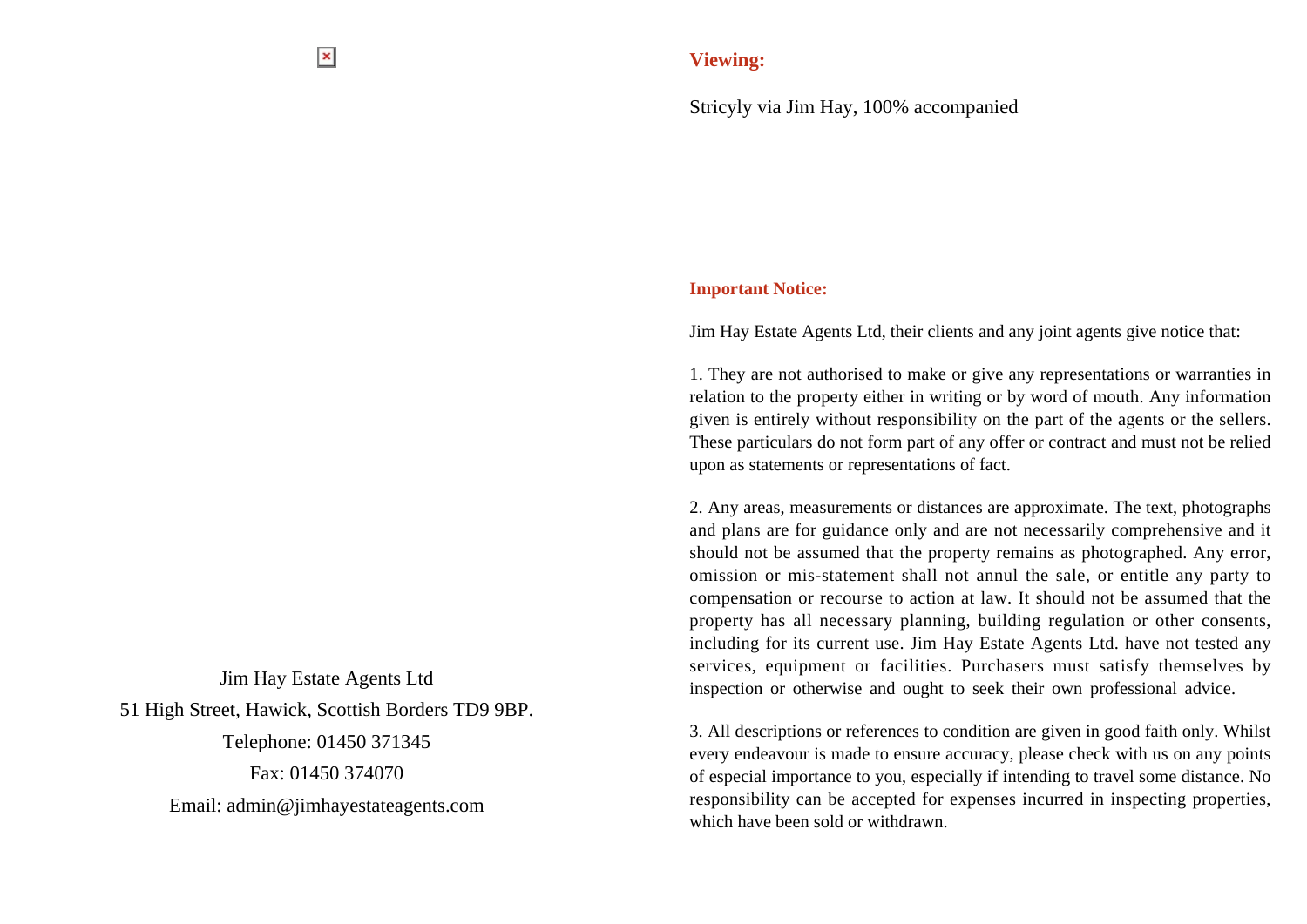Jim Hay Estate Agents Ltd

51 High Street, Hawick, Scottish Borders TD9 9BP.

Telephone: 01450 371345

Fax: 01450 374070

Email: admin@jimhayestateagents.com

## Viewing:

Stricyly via Jim Hay, 100% accompanied

## Important Notice:

Jim Hay Estate Agents Ltd, their clients and any joint agents give notice that:

1. They are not authorised to make or give any representations or warranties in relation to the property either in writing or by word of mouth. Any information given is entirely without responsibility on the part of the agents or the sellers. These particulars do not form part of any offer or contract and must not be relied upon as statements or representations of fact.

2. Any areas, measurements or distances are approximate. The text, photographs and plans are for guidance only and are not necessarily comprehensive and it should not be assumed that the property remains as photographed. Any error, omission or mis-statement shall not annul the sale, or entitle any party to compensation or recourse to action at law. It should not be assumed that the property has all necessary planning, building regulation or other consents, including for its current use. Jim Hay Estate Agents Ltd. have not tested any services, equipment or facilities. Purchasers must satisfy themselves by inspection or otherwise and ought to seek their own professional advice.

3. All descriptions or references to condition are given in good faith only. Whilst every endeavour is made to ensure accuracy, please check with us on any points of especial importance to you, especially if intending to travel some distance. No responsibility can be accepted for expenses incurred in inspecting properties, which have been sold or withdrawn.